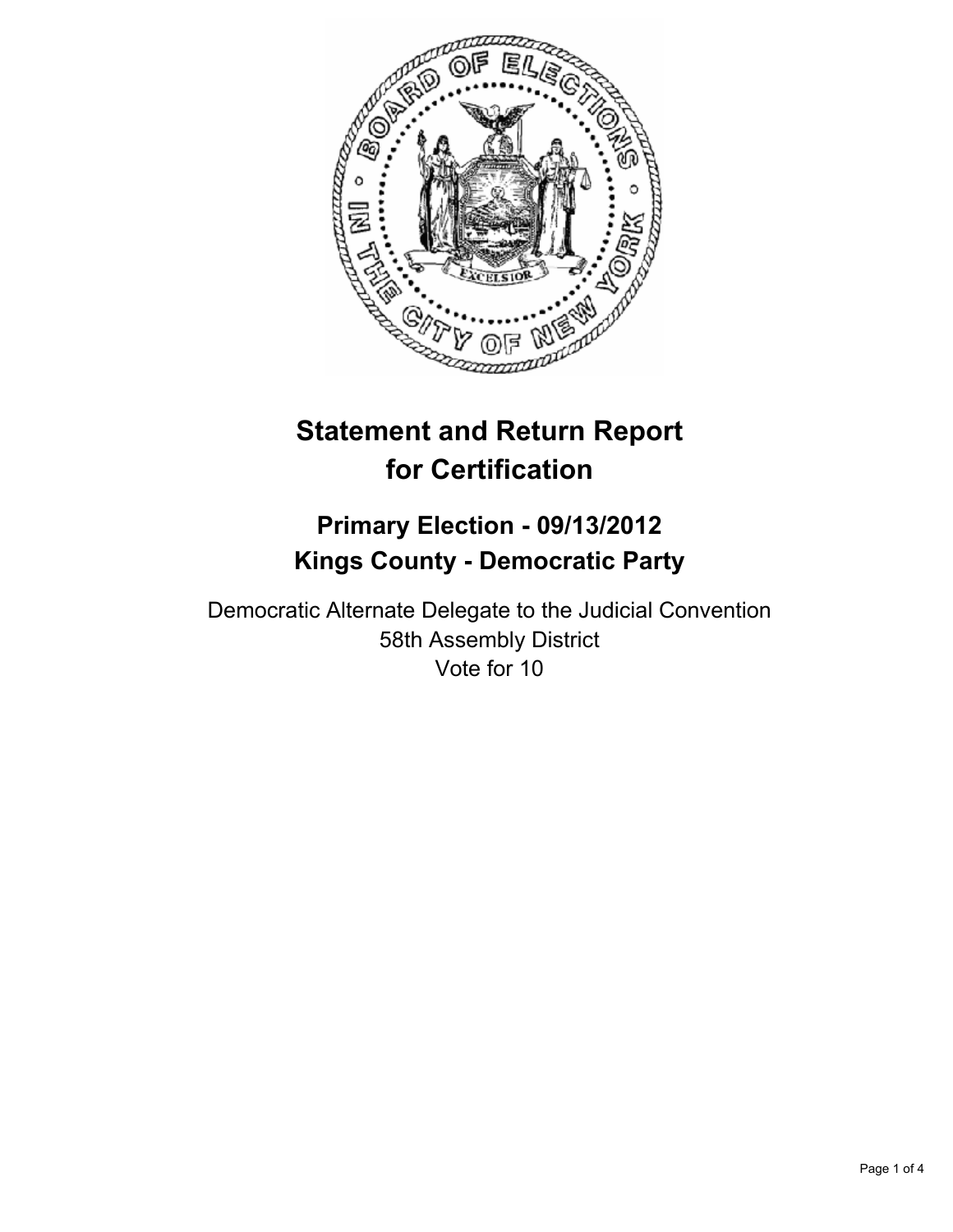# Statement and Return Report for Certification

## Primary Election - 09/13/2012
## Kings County - Democratic Party

Democratic Alternate Delegate to the Judicial Convention
58th Assembly District
Vote for 10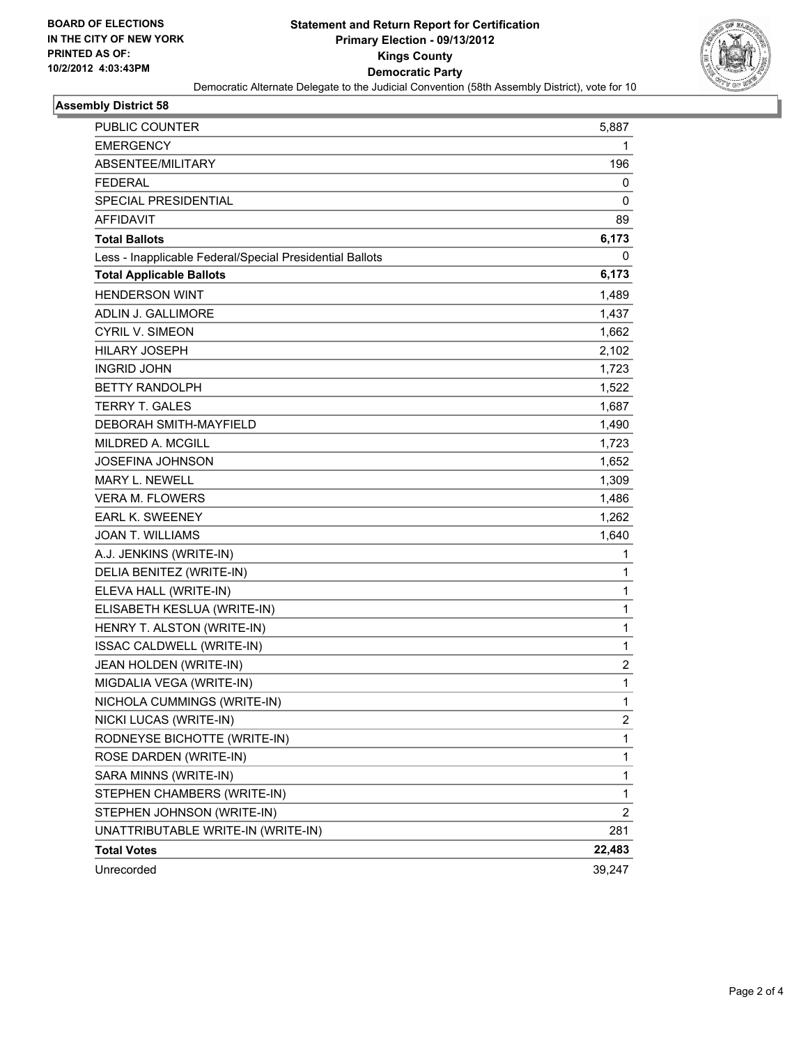BOARD OF ELECTIONS
IN THE CITY OF NEW YORK
PRINTED AS OF:
10/2/2012 4:03:43PM

# Statement and Return Report for Certification
## Primary Election - 09/13/2012
## Kings County
## Democratic Party

Democratic Alternate Delegate to the Judicial Convention (58th Assembly District), vote for 10

### Assembly District 58

| | |
|---|---|
| PUBLIC COUNTER | 5,887 |
| EMERGENCY | 1 |
| ABSENTEE/MILITARY | 196 |
| FEDERAL | 0 |
| SPECIAL PRESIDENTIAL | 0 |
| AFFIDAVIT | 89 |
| **Total Ballots** | **6,173** |
| Less - Inapplicable Federal/Special Presidential Ballots | 0 |
| **Total Applicable Ballots** | **6,173** |
| HENDERSON WINT | 1,489 |
| ADLIN J. GALLIMORE | 1,437 |
| CYRIL V. SIMEON | 1,662 |
| HILARY JOSEPH | 2,102 |
| INGRID JOHN | 1,723 |
| BETTY RANDOLPH | 1,522 |
| TERRY T. GALES | 1,687 |
| DEBORAH SMITH-MAYFIELD | 1,490 |
| MILDRED A. MCGILL | 1,723 |
| JOSEFINA JOHNSON | 1,652 |
| MARY L. NEWELL | 1,309 |
| VERA M. FLOWERS | 1,486 |
| EARL K. SWEENEY | 1,262 |
| JOAN T. WILLIAMS | 1,640 |
| A.J. JENKINS (WRITE-IN) | 1 |
| DELIA BENITEZ (WRITE-IN) | 1 |
| ELEVA HALL (WRITE-IN) | 1 |
| ELISABETH KESLUA (WRITE-IN) | 1 |
| HENRY T. ALSTON (WRITE-IN) | 1 |
| ISSAC CALDWELL (WRITE-IN) | 1 |
| JEAN HOLDEN (WRITE-IN) | 2 |
| MIGDALIA VEGA (WRITE-IN) | 1 |
| NICHOLA CUMMINGS (WRITE-IN) | 1 |
| NICKI LUCAS (WRITE-IN) | 2 |
| RODNEYSE BICHOTTE (WRITE-IN) | 1 |
| ROSE DARDEN (WRITE-IN) | 1 |
| SARA MINNS (WRITE-IN) | 1 |
| STEPHEN CHAMBERS (WRITE-IN) | 1 |
| STEPHEN JOHNSON (WRITE-IN) | 2 |
| UNATTRIBUTABLE WRITE-IN (WRITE-IN) | 281 |
| **Total Votes** | **22,483** |
| Unrecorded | 39,247 |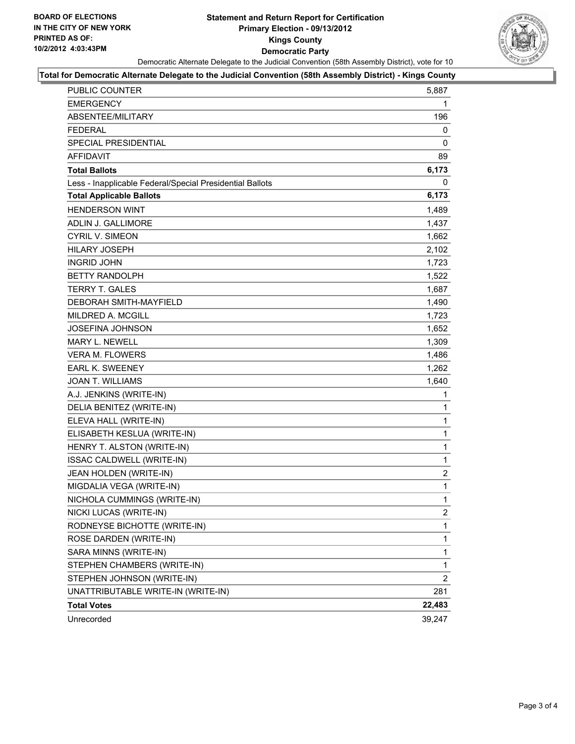**BOARD OF ELECTIONS IN THE CITY OF NEW YORK PRINTED AS OF: 10/2/2012 4:03:43PM**

# Statement and Return Report for Certification
## Primary Election - 09/13/2012
## Kings County
## Democratic Party

Democratic Alternate Delegate to the Judicial Convention (58th Assembly District), vote for 10

**Total for Democratic Alternate Delegate to the Judicial Convention (58th Assembly District) - Kings County**

| | |
|---|---|
| PUBLIC COUNTER | 5,887 |
| EMERGENCY | 1 |
| ABSENTEE/MILITARY | 196 |
| FEDERAL | 0 |
| SPECIAL PRESIDENTIAL | 0 |
| AFFIDAVIT | 89 |
| **Total Ballots** | **6,173** |
| Less - Inapplicable Federal/Special Presidential Ballots | 0 |
| **Total Applicable Ballots** | **6,173** |
| HENDERSON WINT | 1,489 |
| ADLIN J. GALLIMORE | 1,437 |
| CYRIL V. SIMEON | 1,662 |
| HILARY JOSEPH | 2,102 |
| INGRID JOHN | 1,723 |
| BETTY RANDOLPH | 1,522 |
| TERRY T. GALES | 1,687 |
| DEBORAH SMITH-MAYFIELD | 1,490 |
| MILDRED A. MCGILL | 1,723 |
| JOSEFINA JOHNSON | 1,652 |
| MARY L. NEWELL | 1,309 |
| VERA M. FLOWERS | 1,486 |
| EARL K. SWEENEY | 1,262 |
| JOAN T. WILLIAMS | 1,640 |
| A.J. JENKINS (WRITE-IN) | 1 |
| DELIA BENITEZ (WRITE-IN) | 1 |
| ELEVA HALL (WRITE-IN) | 1 |
| ELISABETH KESLUA (WRITE-IN) | 1 |
| HENRY T. ALSTON (WRITE-IN) | 1 |
| ISSAC CALDWELL (WRITE-IN) | 1 |
| JEAN HOLDEN (WRITE-IN) | 2 |
| MIGDALIA VEGA (WRITE-IN) | 1 |
| NICHOLA CUMMINGS (WRITE-IN) | 1 |
| NICKI LUCAS (WRITE-IN) | 2 |
| RODNEYSE BICHOTTE (WRITE-IN) | 1 |
| ROSE DARDEN (WRITE-IN) | 1 |
| SARA MINNS (WRITE-IN) | 1 |
| STEPHEN CHAMBERS (WRITE-IN) | 1 |
| STEPHEN JOHNSON (WRITE-IN) | 2 |
| UNATTRIBUTABLE WRITE-IN (WRITE-IN) | 281 |
| **Total Votes** | **22,483** |
| Unrecorded | 39,247 |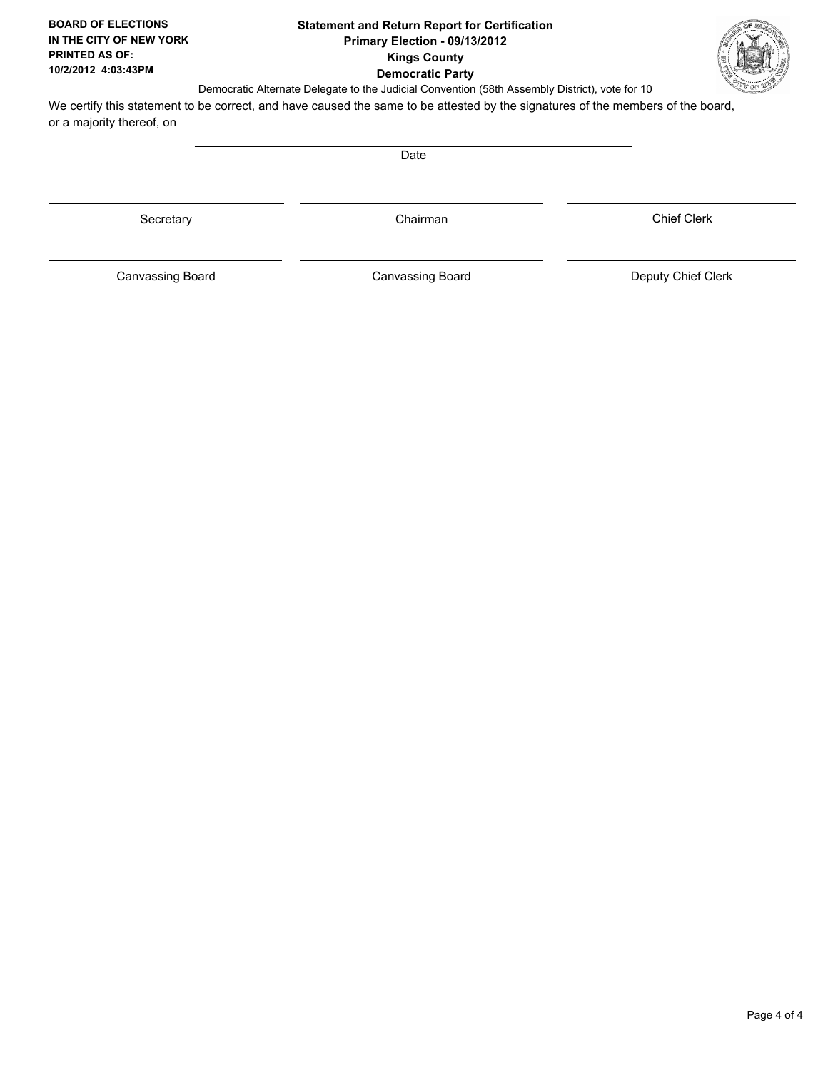**BOARD OF ELECTIONS IN THE CITY OF NEW YORK PRINTED AS OF: 10/2/2012 4:03:43PM**

**Statement and Return Report for Certification**
**Primary Election - 09/13/2012**
**Kings County**
**Democratic Party**

Democratic Alternate Delegate to the Judicial Convention (58th Assembly District), vote for 10

We certify this statement to be correct, and have caused the same to be attested by the signatures of the members of the board, or a majority thereof, on

Date

| | | |
|---|---|---|
| Secretary | Chairman | Chief Clerk |
| Canvassing Board | Canvassing Board | Deputy Chief Clerk |